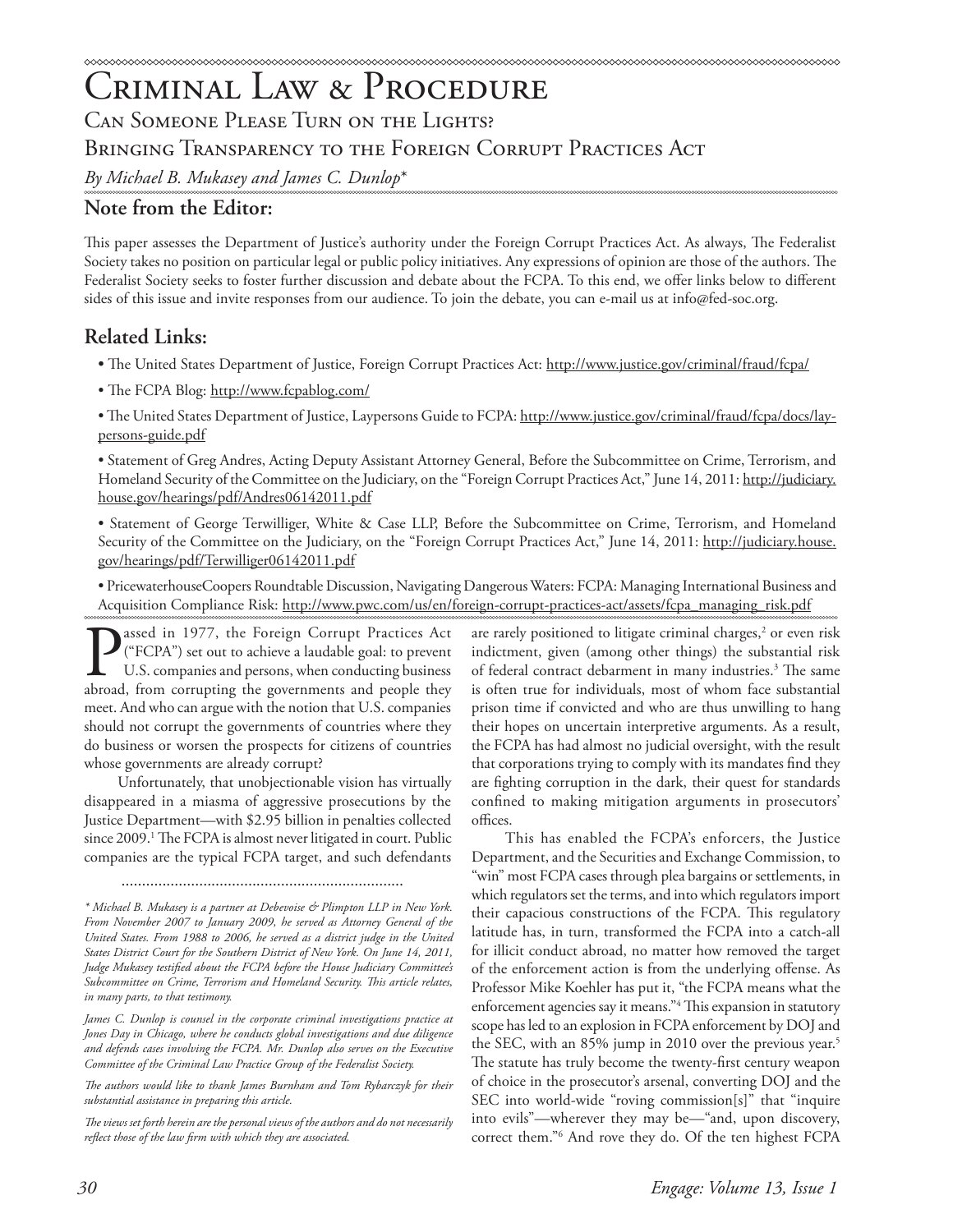# Criminal Law & Procedure

## Can Someone Please Turn on the Lights?

## Bringing Transparency to the Foreign Corrupt Practices Act

*By Michael B. Mukasey and James C. Dunlop**

### Note from the Editor:

This paper assesses the Department of Justice's authority under the Foreign Corrupt Practices Act. As always, The Federalist Society takes no position on particular legal or public policy initiatives. Any expressions of opinion are those of the authors. The Federalist Society seeks to foster further discussion and debate about the FCPA. To this end, we offer links below to different sides of this issue and invite responses from our audience. To join the debate, you can e-mail us at info@fed-soc.org.

### Related Links:

- The United States Department of Justice, Foreign Corrupt Practices Act: http://www.justice.gov/criminal/fraud/fcpa/
- The FCPA Blog: http://www.fcpablog.com/
- The United States Department of Justice, Laypersons Guide to FCPA: http://www.justice.gov/criminal/fraud/fcpa/docs/lay-persons-guide.pdf
- Statement of Greg Andres, Acting Deputy Assistant Attorney General, Before the Subcommittee on Crime, Terrorism, and Homeland Security of the Committee on the Judiciary, on the "Foreign Corrupt Practices Act," June 14, 2011: http://judiciary.house.gov/hearings/pdf/Andres06142011.pdf
- Statement of George Terwilliger, White & Case LLP, Before the Subcommittee on Crime, Terrorism, and Homeland Security of the Committee on the Judiciary, on the "Foreign Corrupt Practices Act," June 14, 2011: http://judiciary.house.gov/hearings/pdf/Terwilliger06142011.pdf
- PricewaterhouseCoopers Roundtable Discussion, Navigating Dangerous Waters: FCPA: Managing International Business and Acquisition Compliance Risk: http://www.pwc.com/us/en/foreign-corrupt-practices-act/assets/fcpa_managing_risk.pdf

Passed in 1977, the Foreign Corrupt Practices Act ("FCPA") set out to achieve a laudable goal: to prevent U.S. companies and persons, when conducting business abroad, from corrupting the governments and people they meet. And who can argue with the notion that U.S. companies should not corrupt the governments of countries where they do business or worsen the prospects for citizens of countries whose governments are already corrupt?

Unfortunately, that unobjectionable vision has virtually disappeared in a miasma of aggressive prosecutions by the Justice Department—with $2.95 billion in penalties collected since 2009.[1] The FCPA is almost never litigated in court. Public companies are the typical FCPA target, and such defendants are rarely positioned to litigate criminal charges,[2] or even risk indictment, given (among other things) the substantial risk of federal contract debarment in many industries.[3] The same is often true for individuals, most of whom face substantial prison time if convicted and who are thus unwilling to hang their hopes on uncertain interpretive arguments. As a result, the FCPA has had almost no judicial oversight, with the result that corporations trying to comply with its mandates find they are fighting corruption in the dark, their quest for standards confined to making mitigation arguments in prosecutors' offices.

This has enabled the FCPA's enforcers, the Justice Department, and the Securities and Exchange Commission, to "win" most FCPA cases through plea bargains or settlements, in which regulators set the terms, and into which regulators import their capacious constructions of the FCPA. This regulatory latitude has, in turn, transformed the FCPA into a catch-all for illicit conduct abroad, no matter how removed the target of the enforcement action is from the underlying offense. As Professor Mike Koehler has put it, "the FCPA means what the enforcement agencies say it means."[4] This expansion in statutory scope has led to an explosion in FCPA enforcement by DOJ and the SEC, with an 85% jump in 2010 over the previous year.[5] The statute has truly become the twenty-first century weapon of choice in the prosecutor's arsenal, converting DOJ and the SEC into world-wide "roving commission[s]" that "inquire into evils"—wherever they may be—"and, upon discovery, correct them."[6] And rove they do. Of the ten highest FCPA

---

*\* Michael B. Mukasey is a partner at Debevoise & Plimpton LLP in New York. From November 2007 to January 2009, he served as Attorney General of the United States. From 1988 to 2006, he served as a district judge in the United States District Court for the Southern District of New York. On June 14, 2011, Judge Mukasey testified about the FCPA before the House Judiciary Committee's Subcommittee on Crime, Terrorism and Homeland Security. This article relates, in many parts, to that testimony.*

*James C. Dunlop is counsel in the corporate criminal investigations practice at Jones Day in Chicago, where he conducts global investigations and due diligence and defends cases involving the FCPA. Mr. Dunlop also serves on the Executive Committee of the Criminal Law Practice Group of the Federalist Society.*

*The authors would like to thank James Burnham and Tom Rybarczyk for their substantial assistance in preparing this article.*

*The views set forth herein are the personal views of the authors and do not necessarily reflect those of the law firm with which they are associated.*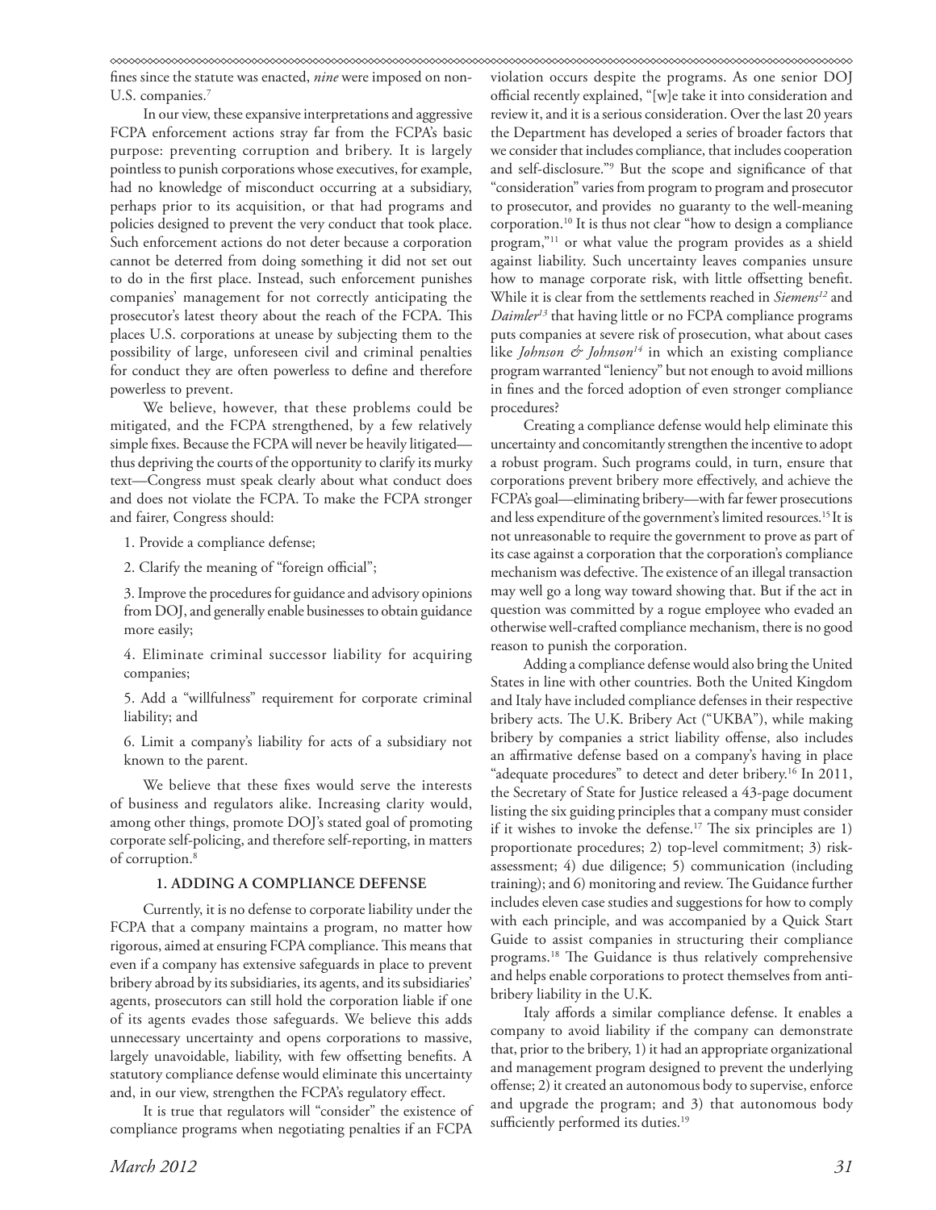fines since the statute was enacted, *nine* were imposed on non-U.S. companies.[7]

In our view, these expansive interpretations and aggressive FCPA enforcement actions stray far from the FCPA's basic purpose: preventing corruption and bribery. It is largely pointless to punish corporations whose executives, for example, had no knowledge of misconduct occurring at a subsidiary, perhaps prior to its acquisition, or that had programs and policies designed to prevent the very conduct that took place. Such enforcement actions do not deter because a corporation cannot be deterred from doing something it did not set out to do in the first place. Instead, such enforcement punishes companies' management for not correctly anticipating the prosecutor's latest theory about the reach of the FCPA. This places U.S. corporations at unease by subjecting them to the possibility of large, unforeseen civil and criminal penalties for conduct they are often powerless to define and therefore powerless to prevent.

We believe, however, that these problems could be mitigated, and the FCPA strengthened, by a few relatively simple fixes. Because the FCPA will never be heavily litigated—thus depriving the courts of the opportunity to clarify its murky text—Congress must speak clearly about what conduct does and does not violate the FCPA. To make the FCPA stronger and fairer, Congress should:

1. Provide a compliance defense;
2. Clarify the meaning of "foreign official";
3. Improve the procedures for guidance and advisory opinions from DOJ, and generally enable businesses to obtain guidance more easily;
4. Eliminate criminal successor liability for acquiring companies;
5. Add a "willfulness" requirement for corporate criminal liability; and
6. Limit a company's liability for acts of a subsidiary not known to the parent.

We believe that these fixes would serve the interests of business and regulators alike. Increasing clarity would, among other things, promote DOJ's stated goal of promoting corporate self-policing, and therefore self-reporting, in matters of corruption.[8]

### 1. ADDING A COMPLIANCE DEFENSE

Currently, it is no defense to corporate liability under the FCPA that a company maintains a program, no matter how rigorous, aimed at ensuring FCPA compliance. This means that even if a company has extensive safeguards in place to prevent bribery abroad by its subsidiaries, its agents, and its subsidiaries' agents, prosecutors can still hold the corporation liable if one of its agents evades those safeguards. We believe this adds unnecessary uncertainty and opens corporations to massive, largely unavoidable, liability, with few offsetting benefits. A statutory compliance defense would eliminate this uncertainty and, in our view, strengthen the FCPA's regulatory effect.

It is true that regulators will "consider" the existence of compliance programs when negotiating penalties if an FCPA violation occurs despite the programs. As one senior DOJ official recently explained, "[w]e take it into consideration and review it, and it is a serious consideration. Over the last 20 years the Department has developed a series of broader factors that we consider that includes compliance, that includes cooperation and self-disclosure."[9] But the scope and significance of that "consideration" varies from program to program and prosecutor to prosecutor, and provides no guaranty to the well-meaning corporation.[10] It is thus not clear "how to design a compliance program,"[11] or what value the program provides as a shield against liability. Such uncertainty leaves companies unsure how to manage corporate risk, with little offsetting benefit. While it is clear from the settlements reached in *Siemens*[12] and *Daimler*[13] that having little or no FCPA compliance programs puts companies at severe risk of prosecution, what about cases like *Johnson & Johnson*[14] in which an existing compliance program warranted "leniency" but not enough to avoid millions in fines and the forced adoption of even stronger compliance procedures?

Creating a compliance defense would help eliminate this uncertainty and concomitantly strengthen the incentive to adopt a robust program. Such programs could, in turn, ensure that corporations prevent bribery more effectively, and achieve the FCPA's goal—eliminating bribery—with far fewer prosecutions and less expenditure of the government's limited resources.[15] It is not unreasonable to require the government to prove as part of its case against a corporation that the corporation's compliance mechanism was defective. The existence of an illegal transaction may well go a long way toward showing that. But if the act in question was committed by a rogue employee who evaded an otherwise well-crafted compliance mechanism, there is no good reason to punish the corporation.

Adding a compliance defense would also bring the United States in line with other countries. Both the United Kingdom and Italy have included compliance defenses in their respective bribery acts. The U.K. Bribery Act ("UKBA"), while making bribery by companies a strict liability offense, also includes an affirmative defense based on a company's having in place "adequate procedures" to detect and deter bribery.[16] In 2011, the Secretary of State for Justice released a 43-page document listing the six guiding principles that a company must consider if it wishes to invoke the defense.[17] The six principles are 1) proportionate procedures; 2) top-level commitment; 3) risk-assessment; 4) due diligence; 5) communication (including training); and 6) monitoring and review. The Guidance further includes eleven case studies and suggestions for how to comply with each principle, and was accompanied by a Quick Start Guide to assist companies in structuring their compliance programs.[18] The Guidance is thus relatively comprehensive and helps enable corporations to protect themselves from anti-bribery liability in the U.K.

Italy affords a similar compliance defense. It enables a company to avoid liability if the company can demonstrate that, prior to the bribery, 1) it had an appropriate organizational and management program designed to prevent the underlying offense; 2) it created an autonomous body to supervise, enforce and upgrade the program; and 3) that autonomous body sufficiently performed its duties.[19]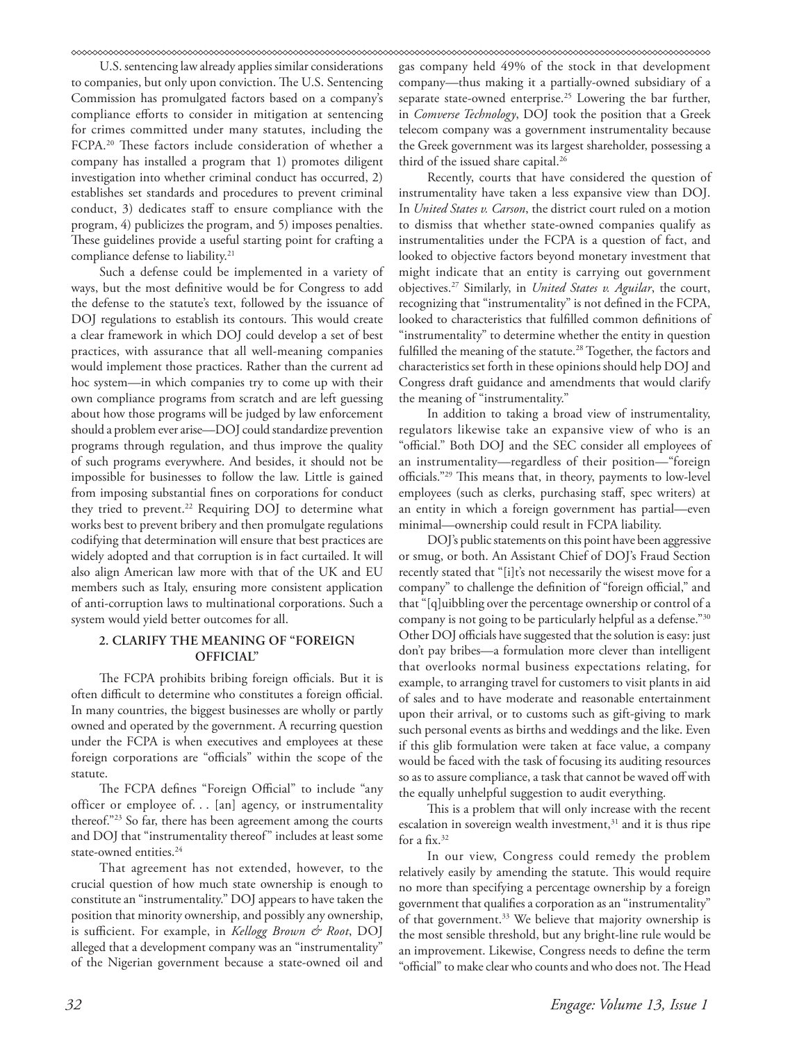U.S. sentencing law already applies similar considerations to companies, but only upon conviction. The U.S. Sentencing Commission has promulgated factors based on a company's compliance efforts to consider in mitigation at sentencing for crimes committed under many statutes, including the FCPA.[20] These factors include consideration of whether a company has installed a program that 1) promotes diligent investigation into whether criminal conduct has occurred, 2) establishes set standards and procedures to prevent criminal conduct, 3) dedicates staff to ensure compliance with the program, 4) publicizes the program, and 5) imposes penalties. These guidelines provide a useful starting point for crafting a compliance defense to liability.[21]

Such a defense could be implemented in a variety of ways, but the most definitive would be for Congress to add the defense to the statute's text, followed by the issuance of DOJ regulations to establish its contours. This would create a clear framework in which DOJ could develop a set of best practices, with assurance that all well-meaning companies would implement those practices. Rather than the current ad hoc system—in which companies try to come up with their own compliance programs from scratch and are left guessing about how those programs will be judged by law enforcement should a problem ever arise—DOJ could standardize prevention programs through regulation, and thus improve the quality of such programs everywhere. And besides, it should not be impossible for businesses to follow the law. Little is gained from imposing substantial fines on corporations for conduct they tried to prevent.[22] Requiring DOJ to determine what works best to prevent bribery and then promulgate regulations codifying that determination will ensure that best practices are widely adopted and that corruption is in fact curtailed. It will also align American law more with that of the UK and EU members such as Italy, ensuring more consistent application of anti-corruption laws to multinational corporations. Such a system would yield better outcomes for all.

### 2. Clarify the Meaning of "Foreign Official"

The FCPA prohibits bribing foreign officials. But it is often difficult to determine who constitutes a foreign official. In many countries, the biggest businesses are wholly or partly owned and operated by the government. A recurring question under the FCPA is when executives and employees at these foreign corporations are "officials" within the scope of the statute.

The FCPA defines "Foreign Official" to include "any officer or employee of. . . [an] agency, or instrumentality thereof."[23] So far, there has been agreement among the courts and DOJ that "instrumentality thereof" includes at least some state-owned entities.[24]

That agreement has not extended, however, to the crucial question of how much state ownership is enough to constitute an "instrumentality." DOJ appears to have taken the position that minority ownership, and possibly any ownership, is sufficient. For example, in *Kellogg Brown & Root*, DOJ alleged that a development company was an "instrumentality" of the Nigerian government because a state-owned oil and gas company held 49% of the stock in that development company—thus making it a partially-owned subsidiary of a separate state-owned enterprise.[25] Lowering the bar further, in *Comverse Technology*, DOJ took the position that a Greek telecom company was a government instrumentality because the Greek government was its largest shareholder, possessing a third of the issued share capital.[26]

Recently, courts that have considered the question of instrumentality have taken a less expansive view than DOJ. In *United States v. Carson*, the district court ruled on a motion to dismiss that whether state-owned companies qualify as instrumentalities under the FCPA is a question of fact, and looked to objective factors beyond monetary investment that might indicate that an entity is carrying out government objectives.[27] Similarly, in *United States v. Aguilar*, the court, recognizing that "instrumentality" is not defined in the FCPA, looked to characteristics that fulfilled common definitions of "instrumentality" to determine whether the entity in question fulfilled the meaning of the statute.[28] Together, the factors and characteristics set forth in these opinions should help DOJ and Congress draft guidance and amendments that would clarify the meaning of "instrumentality."

In addition to taking a broad view of instrumentality, regulators likewise take an expansive view of who is an "official." Both DOJ and the SEC consider all employees of an instrumentality—regardless of their position—"foreign officials."[29] This means that, in theory, payments to low-level employees (such as clerks, purchasing staff, spec writers) at an entity in which a foreign government has partial—even minimal—ownership could result in FCPA liability.

DOJ's public statements on this point have been aggressive or smug, or both. An Assistant Chief of DOJ's Fraud Section recently stated that "[i]t's not necessarily the wisest move for a company" to challenge the definition of "foreign official," and that "[q]uibbling over the percentage ownership or control of a company is not going to be particularly helpful as a defense."[30] Other DOJ officials have suggested that the solution is easy: just don't pay bribes—a formulation more clever than intelligent that overlooks normal business expectations relating, for example, to arranging travel for customers to visit plants in aid of sales and to have moderate and reasonable entertainment upon their arrival, or to customs such as gift-giving to mark such personal events as births and weddings and the like. Even if this glib formulation were taken at face value, a company would be faced with the task of focusing its auditing resources so as to assure compliance, a task that cannot be waved off with the equally unhelpful suggestion to audit everything.

This is a problem that will only increase with the recent escalation in sovereign wealth investment,[31] and it is thus ripe for a fix.[32]

In our view, Congress could remedy the problem relatively easily by amending the statute. This would require no more than specifying a percentage ownership by a foreign government that qualifies a corporation as an "instrumentality" of that government.[33] We believe that majority ownership is the most sensible threshold, but any bright-line rule would be an improvement. Likewise, Congress needs to define the term "official" to make clear who counts and who does not. The Head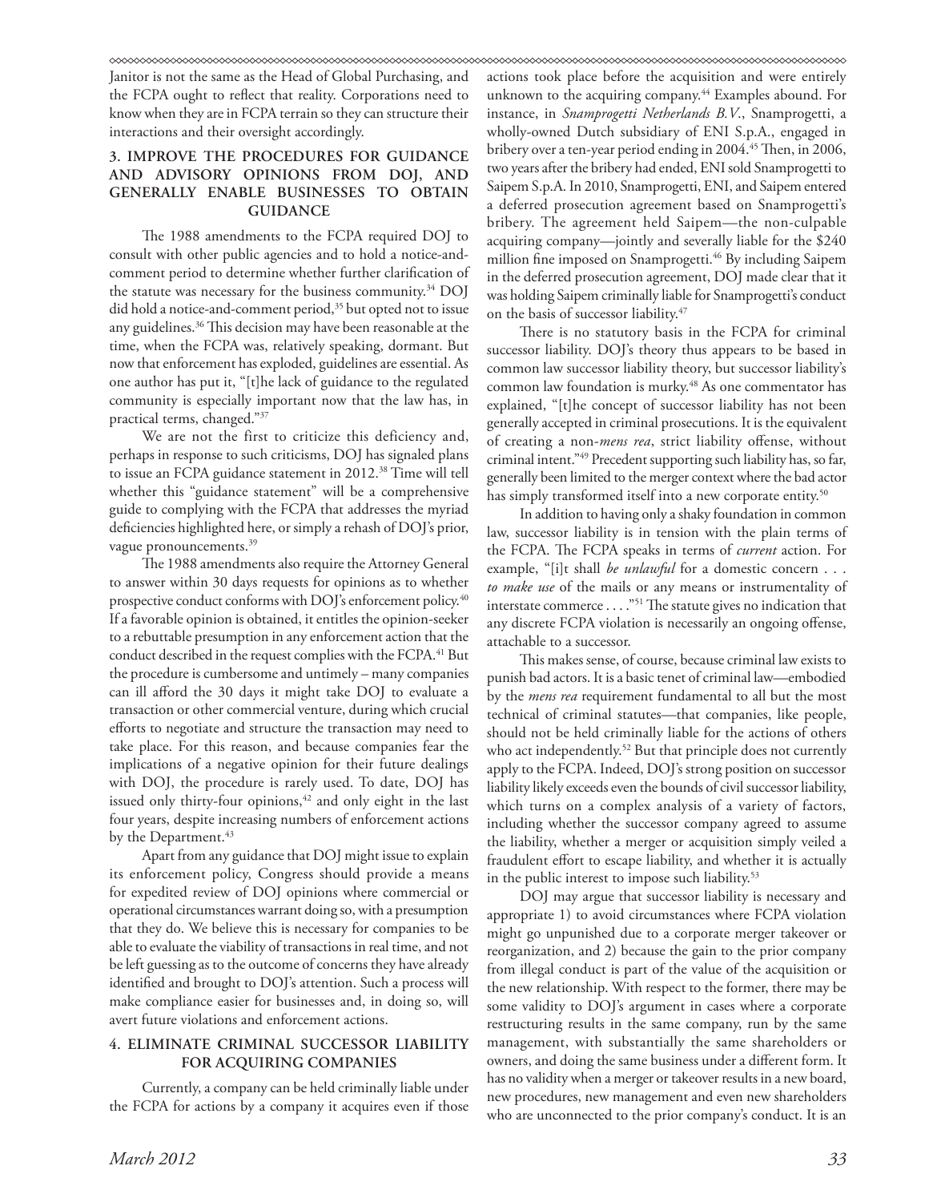Janitor is not the same as the Head of Global Purchasing, and the FCPA ought to reflect that reality. Corporations need to know when they are in FCPA terrain so they can structure their interactions and their oversight accordingly.

### 3. Improve the Procedures for Guidance and Advisory Opinions from DOJ, and Generally Enable Businesses to Obtain Guidance

The 1988 amendments to the FCPA required DOJ to consult with other public agencies and to hold a notice-and-comment period to determine whether further clarification of the statute was necessary for the business community.[34] DOJ did hold a notice-and-comment period,[35] but opted not to issue any guidelines.[36] This decision may have been reasonable at the time, when the FCPA was, relatively speaking, dormant. But now that enforcement has exploded, guidelines are essential. As one author has put it, "[t]he lack of guidance to the regulated community is especially important now that the law has, in practical terms, changed."[37]

We are not the first to criticize this deficiency and, perhaps in response to such criticisms, DOJ has signaled plans to issue an FCPA guidance statement in 2012.[38] Time will tell whether this "guidance statement" will be a comprehensive guide to complying with the FCPA that addresses the myriad deficiencies highlighted here, or simply a rehash of DOJ's prior, vague pronouncements.[39]

The 1988 amendments also require the Attorney General to answer within 30 days requests for opinions as to whether prospective conduct conforms with DOJ's enforcement policy.[40] If a favorable opinion is obtained, it entitles the opinion-seeker to a rebuttable presumption in any enforcement action that the conduct described in the request complies with the FCPA.[41] But the procedure is cumbersome and untimely – many companies can ill afford the 30 days it might take DOJ to evaluate a transaction or other commercial venture, during which crucial efforts to negotiate and structure the transaction may need to take place. For this reason, and because companies fear the implications of a negative opinion for their future dealings with DOJ, the procedure is rarely used. To date, DOJ has issued only thirty-four opinions,[42] and only eight in the last four years, despite increasing numbers of enforcement actions by the Department.[43]

Apart from any guidance that DOJ might issue to explain its enforcement policy, Congress should provide a means for expedited review of DOJ opinions where commercial or operational circumstances warrant doing so, with a presumption that they do. We believe this is necessary for companies to be able to evaluate the viability of transactions in real time, and not be left guessing as to the outcome of concerns they have already identified and brought to DOJ's attention. Such a process will make compliance easier for businesses and, in doing so, will avert future violations and enforcement actions.

### 4. Eliminate Criminal Successor Liability for Acquiring Companies

Currently, a company can be held criminally liable under the FCPA for actions by a company it acquires even if those actions took place before the acquisition and were entirely unknown to the acquiring company.[44] Examples abound. For instance, in *Snamprogetti Netherlands B.V.*, Snamprogetti, a wholly-owned Dutch subsidiary of ENI S.p.A., engaged in bribery over a ten-year period ending in 2004.[45] Then, in 2006, two years after the bribery had ended, ENI sold Snamprogetti to Saipem S.p.A. In 2010, Snamprogetti, ENI, and Saipem entered a deferred prosecution agreement based on Snamprogetti's bribery. The agreement held Saipem—the non-culpable acquiring company—jointly and severally liable for the $240 million fine imposed on Snamprogetti.[46] By including Saipem in the deferred prosecution agreement, DOJ made clear that it was holding Saipem criminally liable for Snamprogetti's conduct on the basis of successor liability.[47]

There is no statutory basis in the FCPA for criminal successor liability. DOJ's theory thus appears to be based in common law successor liability theory, but successor liability's common law foundation is murky.[48] As one commentator has explained, "[t]he concept of successor liability has not been generally accepted in criminal prosecutions. It is the equivalent of creating a non-*mens rea*, strict liability offense, without criminal intent."[49] Precedent supporting such liability has, so far, generally been limited to the merger context where the bad actor has simply transformed itself into a new corporate entity.[50]

In addition to having only a shaky foundation in common law, successor liability is in tension with the plain terms of the FCPA. The FCPA speaks in terms of *current* action. For example, "[i]t shall *be unlawful* for a domestic concern . . . *to make use* of the mails or any means or instrumentality of interstate commerce . . . ."[51] The statute gives no indication that any discrete FCPA violation is necessarily an ongoing offense, attachable to a successor.

This makes sense, of course, because criminal law exists to punish bad actors. It is a basic tenet of criminal law—embodied by the *mens rea* requirement fundamental to all but the most technical of criminal statutes—that companies, like people, should not be held criminally liable for the actions of others who act independently.[52] But that principle does not currently apply to the FCPA. Indeed, DOJ's strong position on successor liability likely exceeds even the bounds of civil successor liability, which turns on a complex analysis of a variety of factors, including whether the successor company agreed to assume the liability, whether a merger or acquisition simply veiled a fraudulent effort to escape liability, and whether it is actually in the public interest to impose such liability.[53]

DOJ may argue that successor liability is necessary and appropriate 1) to avoid circumstances where FCPA violation might go unpunished due to a corporate merger takeover or reorganization, and 2) because the gain to the prior company from illegal conduct is part of the value of the acquisition or the new relationship. With respect to the former, there may be some validity to DOJ's argument in cases where a corporate restructuring results in the same company, run by the same management, with substantially the same shareholders or owners, and doing the same business under a different form. It has no validity when a merger or takeover results in a new board, new procedures, new management and even new shareholders who are unconnected to the prior company's conduct. It is an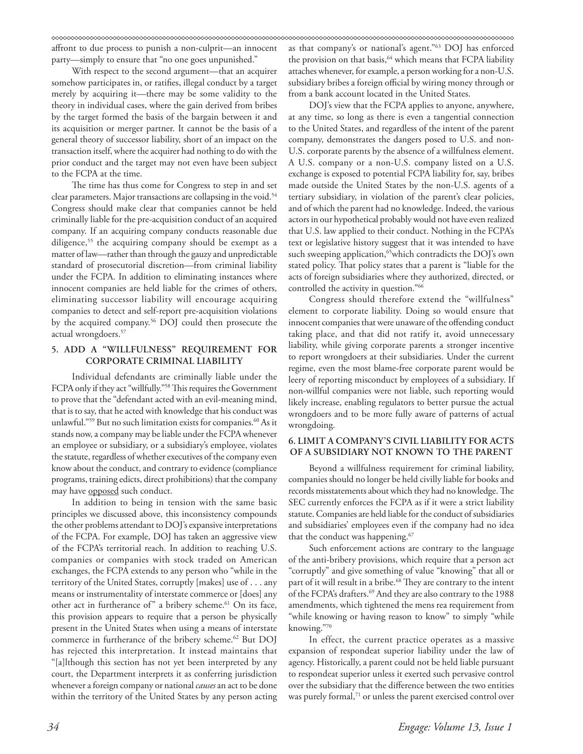affront to due process to punish a non-culprit—an innocent party—simply to ensure that "no one goes unpunished."

With respect to the second argument—that an acquirer somehow participates in, or ratifies, illegal conduct by a target merely by acquiring it—there may be some validity to the theory in individual cases, where the gain derived from bribes by the target formed the basis of the bargain between it and its acquisition or merger partner. It cannot be the basis of a general theory of successor liability, short of an impact on the transaction itself, where the acquirer had nothing to do with the prior conduct and the target may not even have been subject to the FCPA at the time.

The time has thus come for Congress to step in and set clear parameters. Major transactions are collapsing in the void.[54] Congress should make clear that companies cannot be held criminally liable for the pre-acquisition conduct of an acquired company. If an acquiring company conducts reasonable due diligence,[55] the acquiring company should be exempt as a matter of law—rather than through the gauzy and unpredictable standard of prosecutorial discretion—from criminal liability under the FCPA. In addition to eliminating instances where innocent companies are held liable for the crimes of others, eliminating successor liability will encourage acquiring companies to detect and self-report pre-acquisition violations by the acquired company.[56] DOJ could then prosecute the actual wrongdoers.[57]

## 5. Add a "Willfulness" Requirement for Corporate Criminal Liability

Individual defendants are criminally liable under the FCPA only if they act "willfully."[58] This requires the Government to prove that the "defendant acted with an evil-meaning mind, that is to say, that he acted with knowledge that his conduct was unlawful."[59] But no such limitation exists for companies.[60] As it stands now, a company may be liable under the FCPA whenever an employee or subsidiary, or a subsidiary's employee, violates the statute, regardless of whether executives of the company even know about the conduct, and contrary to evidence (compliance programs, training edicts, direct prohibitions) that the company may have <u>opposed</u> such conduct.

In addition to being in tension with the same basic principles we discussed above, this inconsistency compounds the other problems attendant to DOJ's expansive interpretations of the FCPA. For example, DOJ has taken an aggressive view of the FCPA's territorial reach. In addition to reaching U.S. companies or companies with stock traded on American exchanges, the FCPA extends to any person who "while in the territory of the United States, corruptly [makes] use of . . . any means or instrumentality of interstate commerce or [does] any other act in furtherance of" a bribery scheme.[61] On its face, this provision appears to require that a person be physically present in the United States when using a means of interstate commerce in furtherance of the bribery scheme.[62] But DOJ has rejected this interpretation. It instead maintains that "[a]lthough this section has not yet been interpreted by any court, the Department interprets it as conferring jurisdiction whenever a foreign company or national *causes* an act to be done within the territory of the United States by any person acting as that company's or national's agent."[63] DOJ has enforced the provision on that basis,[64] which means that FCPA liability attaches whenever, for example, a person working for a non-U.S. subsidiary bribes a foreign official by wiring money through or from a bank account located in the United States.

DOJ's view that the FCPA applies to anyone, anywhere, at any time, so long as there is even a tangential connection to the United States, and regardless of the intent of the parent company, demonstrates the dangers posed to U.S. and non-U.S. corporate parents by the absence of a willfulness element. A U.S. company or a non-U.S. company listed on a U.S. exchange is exposed to potential FCPA liability for, say, bribes made outside the United States by the non-U.S. agents of a tertiary subsidiary, in violation of the parent's clear policies, and of which the parent had no knowledge. Indeed, the various actors in our hypothetical probably would not have even realized that U.S. law applied to their conduct. Nothing in the FCPA's text or legislative history suggest that it was intended to have such sweeping application,[65] which contradicts the DOJ's own stated policy. That policy states that a parent is "liable for the acts of foreign subsidiaries where they authorized, directed, or controlled the activity in question."[66]

Congress should therefore extend the "willfulness" element to corporate liability. Doing so would ensure that innocent companies that were unaware of the offending conduct taking place, and that did not ratify it, avoid unnecessary liability, while giving corporate parents a stronger incentive to report wrongdoers at their subsidiaries. Under the current regime, even the most blame-free corporate parent would be leery of reporting misconduct by employees of a subsidiary. If non-willful companies were not liable, such reporting would likely increase, enabling regulators to better pursue the actual wrongdoers and to be more fully aware of patterns of actual wrongdoing.

## 6. Limit a Company's Civil Liability for Acts of a Subsidiary Not Known to the Parent

Beyond a willfulness requirement for criminal liability, companies should no longer be held civilly liable for books and records misstatements about which they had no knowledge. The SEC currently enforces the FCPA as if it were a strict liability statute. Companies are held liable for the conduct of subsidiaries and subsidiaries' employees even if the company had no idea that the conduct was happening.[67]

Such enforcement actions are contrary to the language of the anti-bribery provisions, which require that a person act "corruptly" and give something of value "knowing" that all or part of it will result in a bribe.[68] They are contrary to the intent of the FCPA's drafters.[69] And they are also contrary to the 1988 amendments, which tightened the mens rea requirement from "while knowing or having reason to know" to simply "while knowing."[70]

In effect, the current practice operates as a massive expansion of respondeat superior liability under the law of agency. Historically, a parent could not be held liable pursuant to respondeat superior unless it exerted such pervasive control over the subsidiary that the difference between the two entities was purely formal,[71] or unless the parent exercised control over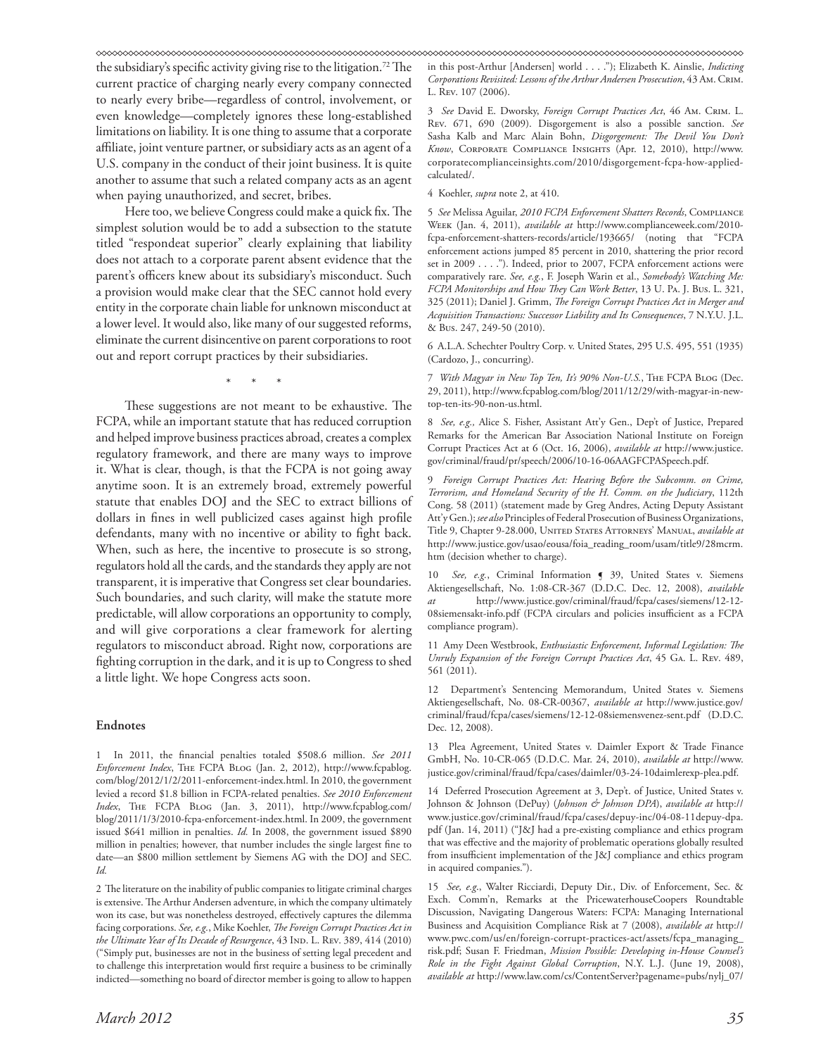the subsidiary's specific activity giving rise to the litigation.[72] The current practice of charging nearly every company connected to nearly every bribe—regardless of control, involvement, or even knowledge—completely ignores these long-established limitations on liability. It is one thing to assume that a corporate affiliate, joint venture partner, or subsidiary acts as an agent of a U.S. company in the conduct of their joint business. It is quite another to assume that such a related company acts as an agent when paying unauthorized, and secret, bribes.

Here too, we believe Congress could make a quick fix. The simplest solution would be to add a subsection to the statute titled "respondeat superior" clearly explaining that liability does not attach to a corporate parent absent evidence that the parent's officers knew about its subsidiary's misconduct. Such a provision would make clear that the SEC cannot hold every entity in the corporate chain liable for unknown misconduct at a lower level. It would also, like many of our suggested reforms, eliminate the current disincentive on parent corporations to root out and report corrupt practices by their subsidiaries.

\* \* \*

These suggestions are not meant to be exhaustive. The FCPA, while an important statute that has reduced corruption and helped improve business practices abroad, creates a complex regulatory framework, and there are many ways to improve it. What is clear, though, is that the FCPA is not going away anytime soon. It is an extremely broad, extremely powerful statute that enables DOJ and the SEC to extract billions of dollars in fines in well publicized cases against high profile defendants, many with no incentive or ability to fight back. When, such as here, the incentive to prosecute is so strong, regulators hold all the cards, and the standards they apply are not transparent, it is imperative that Congress set clear boundaries. Such boundaries, and such clarity, will make the statute more predictable, will allow corporations an opportunity to comply, and will give corporations a clear framework for alerting regulators to misconduct abroad. Right now, corporations are fighting corruption in the dark, and it is up to Congress to shed a little light. We hope Congress acts soon.

### Endnotes

1 In 2011, the financial penalties totaled $508.6 million. *See 2011 Enforcement Index*, The FCPA Blog (Jan. 2, 2012), http://www.fcpablog.com/blog/2012/1/2/2011-enforcement-index.html. In 2010, the government levied a record $1.8 billion in FCPA-related penalties. *See 2010 Enforcement Index*, The FCPA Blog (Jan. 3, 2011), http://www.fcpablog.com/blog/2011/1/3/2010-fcpa-enforcement-index.html. In 2009, the government issued $641 million in penalties. *Id.* In 2008, the government issued $890 million in penalties; however, that number includes the single largest fine to date—an $800 million settlement by Siemens AG with the DOJ and SEC. *Id.*

2 The literature on the inability of public companies to litigate criminal charges is extensive. The Arthur Andersen adventure, in which the company ultimately won its case, but was nonetheless destroyed, effectively captures the dilemma facing corporations. *See, e.g.*, Mike Koehler, *The Foreign Corrupt Practices Act in the Ultimate Year of Its Decade of Resurgence*, 43 Ind. L. Rev. 389, 414 (2010) ("Simply put, businesses are not in the business of setting legal precedent and to challenge this interpretation would first require a business to be criminally indicted—something no board of director member is going to allow to happen in this post-Arthur [Andersen] world . . . ."); Elizabeth K. Ainslie, *Indicting Corporations Revisited: Lessons of the Arthur Andersen Prosecution*, 43 Am. Crim. L. Rev. 107 (2006).

3 *See* David E. Dworsky, *Foreign Corrupt Practices Act*, 46 Am. Crim. L. Rev. 671, 690 (2009). Disgorgement is also a possible sanction. *See* Sasha Kalb and Marc Alain Bohn, *Disgorgement: The Devil You Don't Know*, Corporate Compliance Insights (Apr. 12, 2010), http://www.corporatecomplianceinsights.com/2010/disgorgement-fcpa-how-applied-calculated/.

4 Koehler, *supra* note 2, at 410.

5 *See* Melissa Aguilar, *2010 FCPA Enforcement Shatters Records*, Compliance Week (Jan. 4, 2011), *available at* http://www.complianceweek.com/2010-fcpa-enforcement-shatters-records/article/193665/ (noting that "FCPA enforcement actions jumped 85 percent in 2010, shattering the prior record set in 2009 . . . ."). Indeed, prior to 2007, FCPA enforcement actions were comparatively rare. *See, e.g.*, F. Joseph Warin et al., *Somebody's Watching Me: FCPA Monitorships and How They Can Work Better*, 13 U. Pa. J. Bus. L. 321, 325 (2011); Daniel J. Grimm, *The Foreign Corrupt Practices Act in Merger and Acquisition Transactions: Successor Liability and Its Consequences*, 7 N.Y.U. J.L. & Bus. 247, 249-50 (2010).

6 A.L.A. Schechter Poultry Corp. v. United States, 295 U.S. 495, 551 (1935) (Cardozo, J., concurring).

7 *With Magyar in New Top Ten, It's 90% Non-U.S.*, The FCPA Blog (Dec. 29, 2011), http://www.fcpablog.com/blog/2011/12/29/with-magyar-in-new-top-ten-its-90-non-us.html.

8 *See, e.g.*, Alice S. Fisher, Assistant Att'y Gen., Dep't of Justice, Prepared Remarks for the American Bar Association National Institute on Foreign Corrupt Practices Act at 6 (Oct. 16, 2006), *available at* http://www.justice.gov/criminal/fraud/pr/speech/2006/10-16-06AAGFCPASpeech.pdf.

9 *Foreign Corrupt Practices Act: Hearing Before the Subcomm. on Crime, Terrorism, and Homeland Security of the H. Comm. on the Judiciary*, 112th Cong. 58 (2011) (statement made by Greg Andres, Acting Deputy Assistant Att'y Gen.); *see also* Principles of Federal Prosecution of Business Organizations, Title 9, Chapter 9-28.000, United States Attorneys' Manual, *available at* http://www.justice.gov/usao/eousa/foia_reading_room/usam/title9/28mcrm.htm (decision whether to charge).

10 *See, e.g.*, Criminal Information ¶ 39, United States v. Siemens Aktiengesellschaft, No. 1:08-CR-367 (D.D.C. Dec. 12, 2008), *available at* http://www.justice.gov/criminal/fraud/fcpa/cases/siemens/12-12-08siemensakt-info.pdf (FCPA circulars and policies insufficient as a FCPA compliance program).

11 Amy Deen Westbrook, *Enthusiastic Enforcement, Informal Legislation: The Unruly Expansion of the Foreign Corrupt Practices Act*, 45 Ga. L. Rev. 489, 561 (2011).

12 Department's Sentencing Memorandum, United States v. Siemens Aktiengesellschaft, No. 08-CR-00367, *available at* http://www.justice.gov/criminal/fraud/fcpa/cases/siemens/12-12-08siemensvenez-sent.pdf (D.D.C. Dec. 12, 2008).

13 Plea Agreement, United States v. Daimler Export & Trade Finance GmbH, No. 10-CR-065 (D.D.C. Mar. 24, 2010), *available at* http://www.justice.gov/criminal/fraud/fcpa/cases/daimler/03-24-10daimlerexp-plea.pdf.

14 Deferred Prosecution Agreement at 3, Dep't. of Justice, United States v. Johnson & Johnson (DePuy) (*Johnson & Johnson DPA*), *available at* http://www.justice.gov/criminal/fraud/fcpa/cases/depuy-inc/04-08-11depuy-dpa.pdf (Jan. 14, 2011) ("J&J had a pre-existing compliance and ethics program that was effective and the majority of problematic operations globally resulted from insufficient implementation of the J&J compliance and ethics program in acquired companies.").

15 *See, e.g.*, Walter Ricciardi, Deputy Dir., Div. of Enforcement, Sec. & Exch. Comm'n, Remarks at the PricewaterhouseCoopers Roundtable Discussion, Navigating Dangerous Waters: FCPA: Managing International Business and Acquisition Compliance Risk at 7 (2008), *available at* http://www.pwc.com/us/en/foreign-corrupt-practices-act/assets/fcpa_managing_risk.pdf; Susan F. Friedman, *Mission Possible: Developing in-House Counsel's Role in the Fight Against Global Corruption*, N.Y. L.J. (June 19, 2008), *available at* http://www.law.com/cs/ContentServer?pagename=pubs/nylj_07/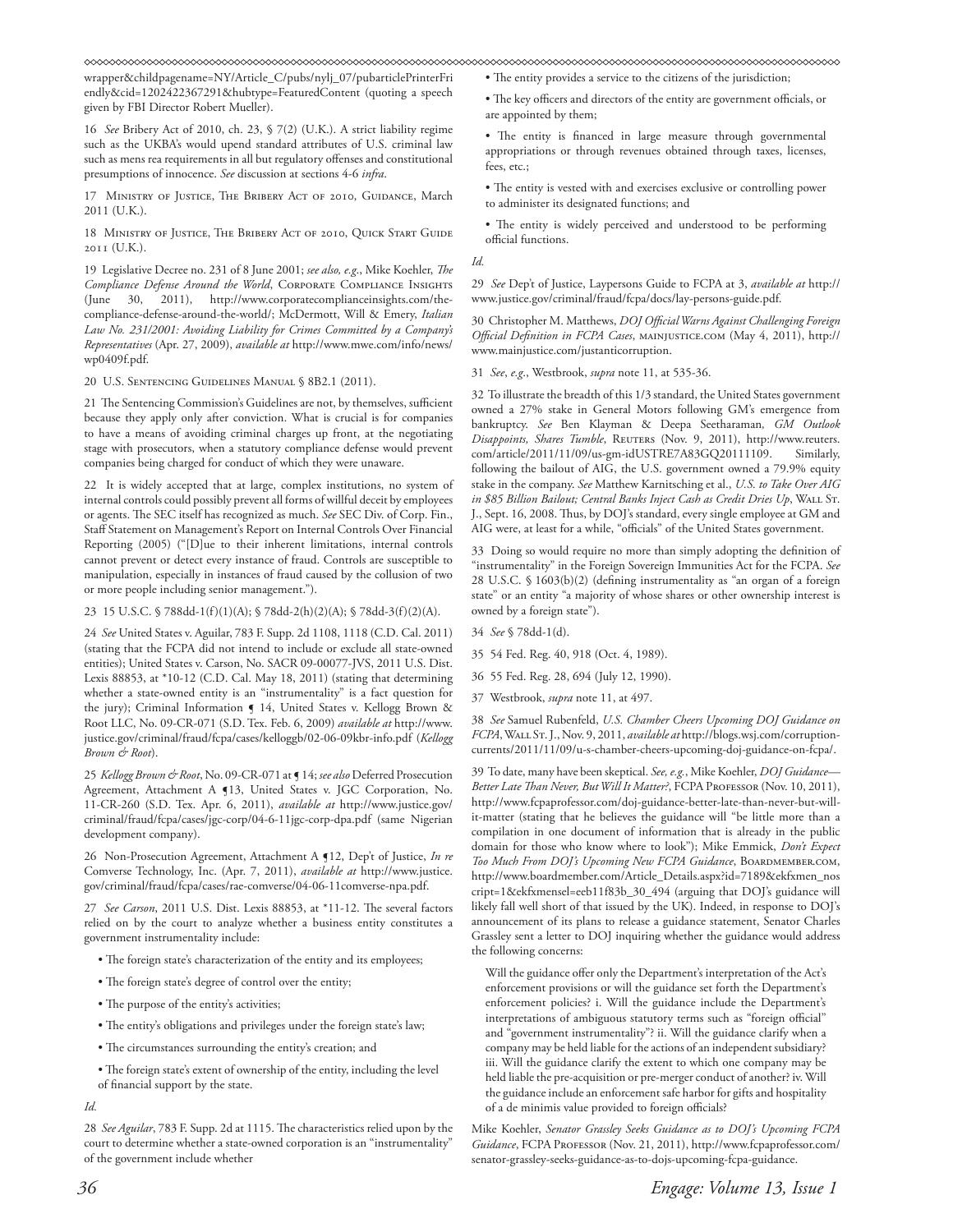wrapper&childpagename=NY/Article_C/pubs/nylj_07/pubarticlePrinterFriendly&cid=1202422367291&hubtype=FeaturedContent (quoting a speech given by FBI Director Robert Mueller).

16 *See* Bribery Act of 2010, ch. 23, § 7(2) (U.K.). A strict liability regime such as the UKBA's would upend standard attributes of U.S. criminal law such as mens rea requirements in all but regulatory offenses and constitutional presumptions of innocence. *See* discussion at sections 4-6 *infra*.

17 Ministry of Justice, The Bribery Act of 2010, Guidance, March 2011 (U.K.).

18 Ministry of Justice, The Bribery Act of 2010, Quick Start Guide 2011 (U.K.).

19 Legislative Decree no. 231 of 8 June 2001; *see also, e.g.*, Mike Koehler, *The Compliance Defense Around the World*, Corporate Compliance Insights (June 30, 2011), http://www.corporatecomplianceinsights.com/the-compliance-defense-around-the-world/; McDermott, Will & Emery, *Italian Law No. 231/2001: Avoiding Liability for Crimes Committed by a Company's Representatives* (Apr. 27, 2009), *available at* http://www.mwe.com/info/news/wp0409f.pdf.

20 U.S. Sentencing Guidelines Manual § 8B2.1 (2011).

21 The Sentencing Commission's Guidelines are not, by themselves, sufficient because they apply only after conviction. What is crucial is for companies to have a means of avoiding criminal charges up front, at the negotiating stage with prosecutors, when a statutory compliance defense would prevent companies being charged for conduct of which they were unaware.

22 It is widely accepted that at large, complex institutions, no system of internal controls could possibly prevent all forms of willful deceit by employees or agents. The SEC itself has recognized as much. *See* SEC Div. of Corp. Fin., Staff Statement on Management's Report on Internal Controls Over Financial Reporting (2005) ("[D]ue to their inherent limitations, internal controls cannot prevent or detect every instance of fraud. Controls are susceptible to manipulation, especially in instances of fraud caused by the collusion of two or more people including senior management.").

23 15 U.S.C. § 788dd-1(f)(1)(A); § 78dd-2(h)(2)(A); § 78dd-3(f)(2)(A).

24 *See* United States v. Aguilar, 783 F. Supp. 2d 1108, 1118 (C.D. Cal. 2011) (stating that the FCPA did not intend to include or exclude all state-owned entities); United States v. Carson, No. SACR 09-00077-JVS, 2011 U.S. Dist. Lexis 88853, at *10-12 (C.D. Cal. May 18, 2011) (stating that determining whether a state-owned entity is an "instrumentality" is a fact question for the jury); Criminal Information ¶ 14, United States v. Kellogg Brown & Root LLC, No. 09-CR-071 (S.D. Tex. Feb. 6, 2009) *available at* http://www.justice.gov/criminal/fraud/fcpa/cases/kelloggb/02-06-09kbr-info.pdf (*Kellogg Brown & Root*).

25 *Kellogg Brown & Root*, No. 09-CR-071 at ¶ 14; *see also* Deferred Prosecution Agreement, Attachment A ¶13, United States v. JGC Corporation, No. 11-CR-260 (S.D. Tex. Apr. 6, 2011), *available at* http://www.justice.gov/criminal/fraud/fcpa/cases/jgc-corp/04-6-11jgc-corp-dpa.pdf (same Nigerian development company).

26 Non-Prosecution Agreement, Attachment A ¶12, Dep't of Justice, *In re* Comverse Technology, Inc. (Apr. 7, 2011), *available at* http://www.justice.gov/criminal/fraud/fcpa/cases/rae-comverse/04-06-11comverse-npa.pdf.

27 *See Carson*, 2011 U.S. Dist. Lexis 88853, at *11-12. The several factors relied on by the court to analyze whether a business entity constitutes a government instrumentality include:

- The foreign state's characterization of the entity and its employees;
- The foreign state's degree of control over the entity;
- The purpose of the entity's activities;
- The entity's obligations and privileges under the foreign state's law;
- The circumstances surrounding the entity's creation; and
- The foreign state's extent of ownership of the entity, including the level of financial support by the state.

*Id.*

28 *See Aguilar*, 783 F. Supp. 2d at 1115. The characteristics relied upon by the court to determine whether a state-owned corporation is an "instrumentality" of the government include whether

- The entity provides a service to the citizens of the jurisdiction;
- The key officers and directors of the entity are government officials, or are appointed by them;
- The entity is financed in large measure through governmental appropriations or through revenues obtained through taxes, licenses, fees, etc.;
- The entity is vested with and exercises exclusive or controlling power to administer its designated functions; and
- The entity is widely perceived and understood to be performing official functions.

*Id.*

29 *See* Dep't of Justice, Laypersons Guide to FCPA at 3, *available at* http://www.justice.gov/criminal/fraud/fcpa/docs/lay-persons-guide.pdf.

30 Christopher M. Matthews, *DOJ Official Warns Against Challenging Foreign Official Definition in FCPA Cases*, mainjustice.com (May 4, 2011), http://www.mainjustice.com/justanticorruption.

31 *See*, *e.g.*, Westbrook, *supra* note 11, at 535-36.

32 To illustrate the breadth of this 1/3 standard, the United States government owned a 27% stake in General Motors following GM's emergence from bankruptcy. *See* Ben Klayman & Deepa Seetharaman, *GM Outlook Disappoints, Shares Tumble*, Reuters (Nov. 9, 2011), http://www.reuters.com/article/2011/11/09/us-gm-idUSTRE7A83GQ20111109. Similarly, following the bailout of AIG, the U.S. government owned a 79.9% equity stake in the company. *See* Matthew Karnitsching et al., *U.S. to Take Over AIG in $85 Billion Bailout; Central Banks Inject Cash as Credit Dries Up*, Wall St. J., Sept. 16, 2008. Thus, by DOJ's standard, every single employee at GM and AIG were, at least for a while, "officials" of the United States government.

33 Doing so would require no more than simply adopting the definition of "instrumentality" in the Foreign Sovereign Immunities Act for the FCPA. *See* 28 U.S.C. § 1603(b)(2) (defining instrumentality as "an organ of a foreign state" or an entity "a majority of whose shares or other ownership interest is owned by a foreign state").

34 *See* § 78dd-1(d).

35 54 Fed. Reg. 40, 918 (Oct. 4, 1989).

36 55 Fed. Reg. 28, 694 (July 12, 1990).

37 Westbrook, *supra* note 11, at 497.

38 *See* Samuel Rubenfeld, *U.S. Chamber Cheers Upcoming DOJ Guidance on FCPA*, Wall St. J., Nov. 9, 2011, *available at* http://blogs.wsj.com/corruption-currents/2011/11/09/u-s-chamber-cheers-upcoming-doj-guidance-on-fcpa/.

39 To date, many have been skeptical. *See, e.g.*, Mike Koehler, *DOJ Guidance—Better Late Than Never, But Will It Matter?*, FCPA Professor (Nov. 10, 2011), http://www.fcpaprofessor.com/doj-guidance-better-late-than-never-but-will-it-matter (stating that he believes the guidance will "be little more than a compilation in one document of information that is already in the public domain for those who know where to look"); Mike Emmick, *Don't Expect Too Much From DOJ's Upcoming New FCPA Guidance*, Boardmember.com, http://www.boardmember.com/Article_Details.aspx?id=7189&ekfxmen_noscript=1&ekfxmensel=eeb11f83b_30_494 (arguing that DOJ's guidance will likely fall well short of that issued by the UK). Indeed, in response to DOJ's announcement of its plans to release a guidance statement, Senator Charles Grassley sent a letter to DOJ inquiring whether the guidance would address the following concerns:

> Will the guidance offer only the Department's interpretation of the Act's enforcement provisions or will the guidance set forth the Department's enforcement policies? i. Will the guidance include the Department's interpretations of ambiguous statutory terms such as "foreign official" and "government instrumentality"? ii. Will the guidance clarify when a company may be held liable for the actions of an independent subsidiary? iii. Will the guidance clarify the extent to which one company may be held liable the pre-acquisition or pre-merger conduct of another? iv. Will the guidance include an enforcement safe harbor for gifts and hospitality of a de minimis value provided to foreign officials?

Mike Koehler, *Senator Grassley Seeks Guidance as to DOJ's Upcoming FCPA Guidance*, FCPA Professor (Nov. 21, 2011), http://www.fcpaprofessor.com/senator-grassley-seeks-guidance-as-to-dojs-upcoming-fcpa-guidance.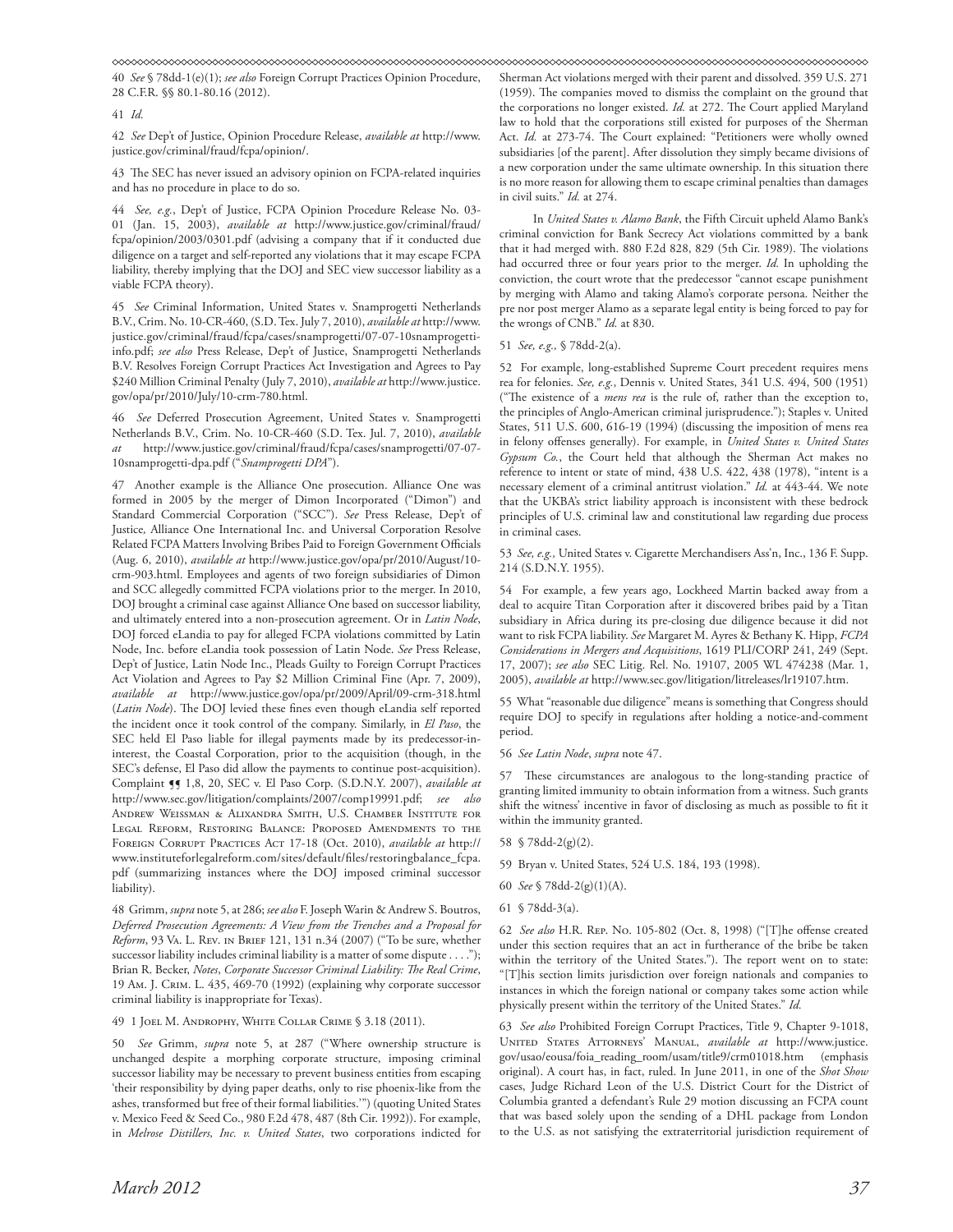40 *See* § 78dd-1(e)(1); *see also* Foreign Corrupt Practices Opinion Procedure, 28 C.F.R. §§ 80.1-80.16 (2012).

41 *Id.*

42 *See* Dep't of Justice, Opinion Procedure Release, *available at* http://www.justice.gov/criminal/fraud/fcpa/opinion/.

43 The SEC has never issued an advisory opinion on FCPA-related inquiries and has no procedure in place to do so.

44 *See, e.g.*, Dep't of Justice, FCPA Opinion Procedure Release No. 03-01 (Jan. 15, 2003), *available at* http://www.justice.gov/criminal/fraud/fcpa/opinion/2003/0301.pdf (advising a company that if it conducted due diligence on a target and self-reported any violations that it may escape FCPA liability, thereby implying that the DOJ and SEC view successor liability as a viable FCPA theory).

45 *See* Criminal Information, United States v. Snamprogetti Netherlands B.V., Crim. No. 10-CR-460, (S.D. Tex. July 7, 2010), *available at* http://www.justice.gov/criminal/fraud/fcpa/cases/snamprogetti/07-07-10snamprogetti-info.pdf; *see also* Press Release, Dep't of Justice, Snamprogetti Netherlands B.V. Resolves Foreign Corrupt Practices Act Investigation and Agrees to Pay $240 Million Criminal Penalty (July 7, 2010), *available at* http://www.justice.gov/opa/pr/2010/July/10-crm-780.html.

46 *See* Deferred Prosecution Agreement, United States v. Snamprogetti Netherlands B.V., Crim. No. 10-CR-460 (S.D. Tex. Jul. 7, 2010), *available at* http://www.justice.gov/criminal/fraud/fcpa/cases/snamprogetti/07-07-10snamprogetti-dpa.pdf ("*Snamprogetti DPA*").

47 Another example is the Alliance One prosecution. Alliance One was formed in 2005 by the merger of Dimon Incorporated ("Dimon") and Standard Commercial Corporation ("SCC"). *See* Press Release, Dep't of Justice, Alliance One International Inc. and Universal Corporation Resolve Related FCPA Matters Involving Bribes Paid to Foreign Government Officials (Aug. 6, 2010), *available at* http://www.justice.gov/opa/pr/2010/August/10-crm-903.html. Employees and agents of two foreign subsidiaries of Dimon and SCC allegedly committed FCPA violations prior to the merger. In 2010, DOJ brought a criminal case against Alliance One based on successor liability, and ultimately entered into a non-prosecution agreement. Or in *Latin Node*, DOJ forced eLandia to pay for alleged FCPA violations committed by Latin Node, Inc. before eLandia took possession of Latin Node. *See* Press Release, Dep't of Justice, Latin Node Inc., Pleads Guilty to Foreign Corrupt Practices Act Violation and Agrees to Pay $2 Million Criminal Fine (Apr. 7, 2009), *available at* http://www.justice.gov/opa/pr/2009/April/09-crm-318.html (*Latin Node*). The DOJ levied these fines even though eLandia self reported the incident once it took control of the company. Similarly, in *El Paso*, the SEC held El Paso liable for illegal payments made by its predecessor-in-interest, the Coastal Corporation, prior to the acquisition (though, in the SEC's defense, El Paso did allow the payments to continue post-acquisition). Complaint ¶¶ 1,8, 20, SEC v. El Paso Corp. (S.D.N.Y. 2007), *available at* http://www.sec.gov/litigation/complaints/2007/comp19991.pdf; *see also* Andrew Weissman & Alixandra Smith, U.S. Chamber Institute for Legal Reform, Restoring Balance: Proposed Amendments to the Foreign Corrupt Practices Act 17-18 (Oct. 2010), *available at* http://www.instituteforlegalreform.com/sites/default/files/restoringbalance_fcpa.pdf (summarizing instances where the DOJ imposed criminal successor liability).

48 Grimm, *supra* note 5, at 286; *see also* F. Joseph Warin & Andrew S. Boutros, *Deferred Prosecution Agreements: A View from the Trenches and a Proposal for Reform*, 93 Va. L. Rev. in Brief 121, 131 n.34 (2007) ("To be sure, whether successor liability includes criminal liability is a matter of some dispute . . . ."); Brian R. Becker, *Notes*, *Corporate Successor Criminal Liability: The Real Crime*, 19 Am. J. Crim. L. 435, 469-70 (1992) (explaining why corporate successor criminal liability is inappropriate for Texas).

49 1 Joel M. Androphy, White Collar Crime § 3.18 (2011).

50 *See* Grimm, *supra* note 5, at 287 ("Where ownership structure is unchanged despite a morphing corporate structure, imposing criminal successor liability may be necessary to prevent business entities from escaping 'their responsibility by dying paper deaths, only to rise phoenix-like from the ashes, transformed but free of their formal liabilities.'") (quoting United States v. Mexico Feed & Seed Co., 980 F.2d 478, 487 (8th Cir. 1992)). For example, in *Melrose Distillers, Inc. v. United States*, two corporations indicted for Sherman Act violations merged with their parent and dissolved. 359 U.S. 271 (1959). The companies moved to dismiss the complaint on the ground that the corporations no longer existed. *Id.* at 272. The Court applied Maryland law to hold that the corporations still existed for purposes of the Sherman Act. *Id.* at 273-74. The Court explained: "Petitioners were wholly owned subsidiaries [of the parent]. After dissolution they simply became divisions of a new corporation under the same ultimate ownership. In this situation there is no more reason for allowing them to escape criminal penalties than damages in civil suits." *Id.* at 274.

In *United States v. Alamo Bank*, the Fifth Circuit upheld Alamo Bank's criminal conviction for Bank Secrecy Act violations committed by a bank that it had merged with. 880 F.2d 828, 829 (5th Cir. 1989). The violations had occurred three or four years prior to the merger. *Id.* In upholding the conviction, the court wrote that the predecessor "cannot escape punishment by merging with Alamo and taking Alamo's corporate persona. Neither the pre nor post merger Alamo as a separate legal entity is being forced to pay for the wrongs of CNB." *Id.* at 830.

51 *See, e.g.*, § 78dd-2(a).

52 For example, long-established Supreme Court precedent requires mens rea for felonies. *See, e.g.*, Dennis v. United States, 341 U.S. 494, 500 (1951) ("The existence of a *mens rea* is the rule of, rather than the exception to, the principles of Anglo-American criminal jurisprudence."); Staples v. United States, 511 U.S. 600, 616-19 (1994) (discussing the imposition of mens rea in felony offenses generally). For example, in *United States v. United States Gypsum Co.*, the Court held that although the Sherman Act makes no reference to intent or state of mind, 438 U.S. 422, 438 (1978), "intent is a necessary element of a criminal antitrust violation." *Id.* at 443-44. We note that the UKBA's strict liability approach is inconsistent with these bedrock principles of U.S. criminal law and constitutional law regarding due process in criminal cases.

53 *See, e.g.*, United States v. Cigarette Merchandisers Ass'n, Inc., 136 F. Supp. 214 (S.D.N.Y. 1955).

54 For example, a few years ago, Lockheed Martin backed away from a deal to acquire Titan Corporation after it discovered bribes paid by a Titan subsidiary in Africa during its pre-closing due diligence because it did not want to risk FCPA liability. *See* Margaret M. Ayres & Bethany K. Hipp, *FCPA Considerations in Mergers and Acquisitions*, 1619 PLI/CORP 241, 249 (Sept. 17, 2007); *see also* SEC Litig. Rel. No. 19107, 2005 WL 474238 (Mar. 1, 2005), *available at* http://www.sec.gov/litigation/litreleases/lr19107.htm.

55 What "reasonable due diligence" means is something that Congress should require DOJ to specify in regulations after holding a notice-and-comment period.

56 *See Latin Node*, *supra* note 47.

57 These circumstances are analogous to the long-standing practice of granting limited immunity to obtain information from a witness. Such grants shift the witness' incentive in favor of disclosing as much as possible to fit it within the immunity granted.

58 § 78dd-2(g)(2).

59 Bryan v. United States, 524 U.S. 184, 193 (1998).

60 *See* § 78dd-2(g)(1)(A).

61 § 78dd-3(a).

62 *See also* H.R. Rep. No. 105-802 (Oct. 8, 1998) ("[T]he offense created under this section requires that an act in furtherance of the bribe be taken within the territory of the United States."). The report went on to state: "[T]his section limits jurisdiction over foreign nationals and companies to instances in which the foreign national or company takes some action while physically present within the territory of the United States." *Id.*

63 *See also* Prohibited Foreign Corrupt Practices, Title 9, Chapter 9-1018, United States Attorneys' Manual, *available at* http://www.justice.gov/usao/eousa/foia_reading_room/usam/title9/crm01018.htm (emphasis original). A court has, in fact, ruled. In June 2011, in one of the *Shot Show* cases, Judge Richard Leon of the U.S. District Court for the District of Columbia granted a defendant's Rule 29 motion discussing an FCPA count that was based solely upon the sending of a DHL package from London to the U.S. as not satisfying the extraterritorial jurisdiction requirement of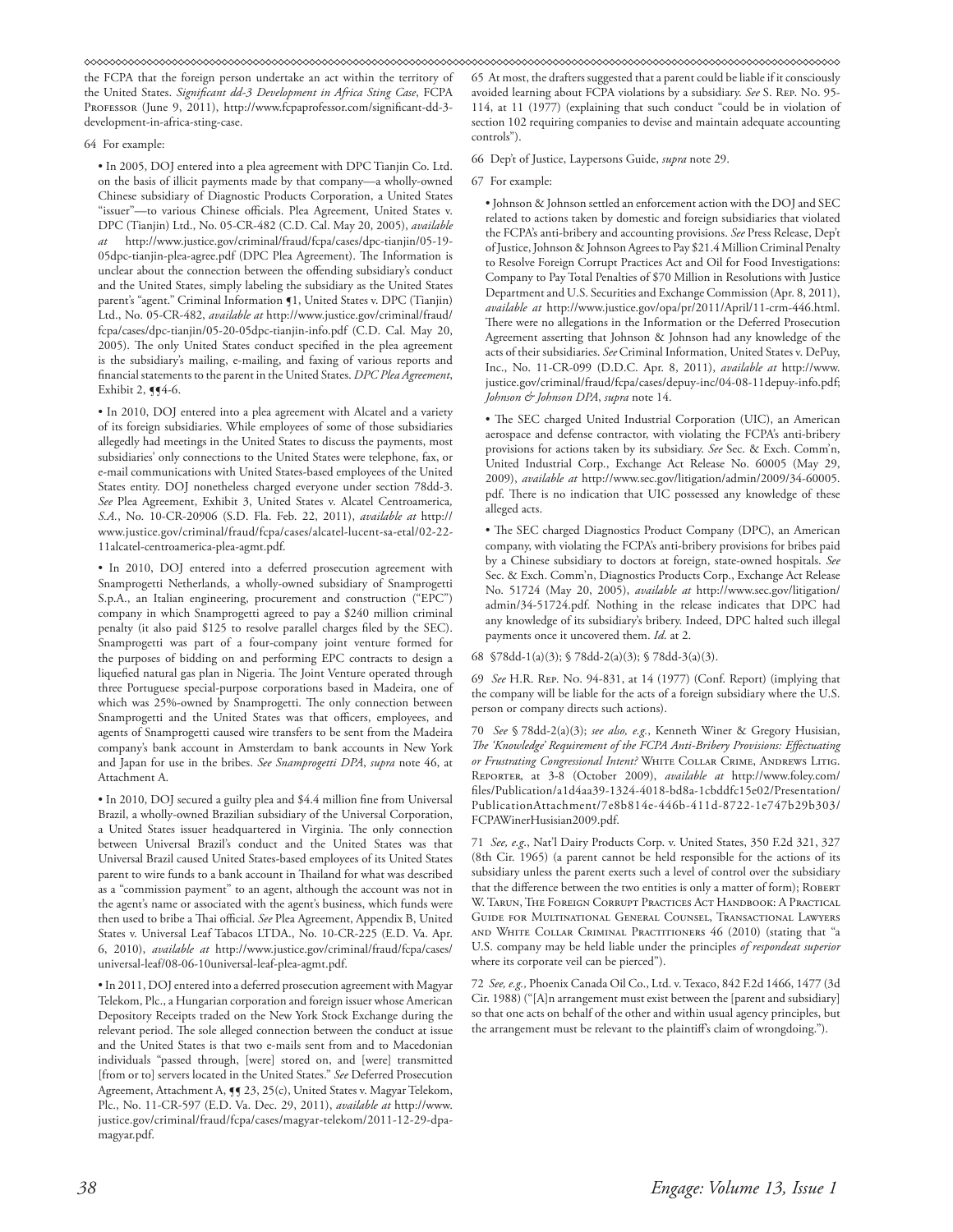the FCPA that the foreign person undertake an act within the territory of the United States. *Significant dd-3 Development in Africa Sting Case*, FCPA Professor (June 9, 2011), http://www.fcpaprofessor.com/significant-dd-3-development-in-africa-sting-case.

64 For example:

• In 2005, DOJ entered into a plea agreement with DPC Tianjin Co. Ltd. on the basis of illicit payments made by that company—a wholly-owned Chinese subsidiary of Diagnostic Products Corporation, a United States "issuer"—to various Chinese officials. Plea Agreement, United States v. DPC (Tianjin) Ltd., No. 05-CR-482 (C.D. Cal. May 20, 2005), *available at* http://www.justice.gov/criminal/fraud/fcpa/cases/dpc-tianjin/05-19-05dpc-tianjin-plea-agree.pdf (DPC Plea Agreement). The Information is unclear about the connection between the offending subsidiary's conduct and the United States, simply labeling the subsidiary as the United States parent's "agent." Criminal Information ¶1, United States v. DPC (Tianjin) Ltd., No. 05-CR-482, *available at* http://www.justice.gov/criminal/fraud/fcpa/cases/dpc-tianjin/05-20-05dpc-tianjin-info.pdf (C.D. Cal. May 20, 2005). The only United States conduct specified in the plea agreement is the subsidiary's mailing, e-mailing, and faxing of various reports and financial statements to the parent in the United States. *DPC Plea Agreement*, Exhibit 2, ¶¶4-6.

• In 2010, DOJ entered into a plea agreement with Alcatel and a variety of its foreign subsidiaries. While employees of some of those subsidiaries allegedly had meetings in the United States to discuss the payments, most subsidiaries' only connections to the United States were telephone, fax, or e-mail communications with United States-based employees of the United States entity. DOJ nonetheless charged everyone under section 78dd-3. *See* Plea Agreement, Exhibit 3, United States v. Alcatel Centroamerica, *S.A.*, No. 10-CR-20906 (S.D. Fla. Feb. 22, 2011), *available at* http://www.justice.gov/criminal/fraud/fcpa/cases/alcatel-lucent-sa-etal/02-22-11alcatel-centroamerica-plea-agmt.pdf.

• In 2010, DOJ entered into a deferred prosecution agreement with Snamprogetti Netherlands, a wholly-owned subsidiary of Snamprogetti S.p.A., an Italian engineering, procurement and construction ("EPC") company in which Snamprogetti agreed to pay a $240 million criminal penalty (it also paid $125 to resolve parallel charges filed by the SEC). Snamprogetti was part of a four-company joint venture formed for the purposes of bidding on and performing EPC contracts to design a liquefied natural gas plan in Nigeria. The Joint Venture operated through three Portuguese special-purpose corporations based in Madeira, one of which was 25%-owned by Snamprogetti. The only connection between Snamprogetti and the United States was that officers, employees, and agents of Snamprogetti caused wire transfers to be sent from the Madeira company's bank account in Amsterdam to bank accounts in New York and Japan for use in the bribes. *See Snamprogetti DPA*, *supra* note 46, at Attachment A.

• In 2010, DOJ secured a guilty plea and $4.4 million fine from Universal Brazil, a wholly-owned Brazilian subsidiary of the Universal Corporation, a United States issuer headquartered in Virginia. The only connection between Universal Brazil's conduct and the United States was that Universal Brazil caused United States-based employees of its United States parent to wire funds to a bank account in Thailand for what was described as a "commission payment" to an agent, although the account was not in the agent's name or associated with the agent's business, which funds were then used to bribe a Thai official. *See* Plea Agreement, Appendix B, United States v. Universal Leaf Tabacos LTDA., No. 10-CR-225 (E.D. Va. Apr. 6, 2010), *available at* http://www.justice.gov/criminal/fraud/fcpa/cases/universal-leaf/08-06-10universal-leaf-plea-agmt.pdf.

• In 2011, DOJ entered into a deferred prosecution agreement with Magyar Telekom, Plc., a Hungarian corporation and foreign issuer whose American Depository Receipts traded on the New York Stock Exchange during the relevant period. The sole alleged connection between the conduct at issue and the United States is that two e-mails sent from and to Macedonian individuals "passed through, [were] stored on, and [were] transmitted [from or to] servers located in the United States." *See* Deferred Prosecution Agreement, Attachment A, ¶¶ 23, 25(c), United States v. Magyar Telekom, Plc., No. 11-CR-597 (E.D. Va. Dec. 29, 2011), *available at* http://www.justice.gov/criminal/fraud/fcpa/cases/magyar-telekom/2011-12-29-dpa-magyar.pdf.

65 At most, the drafters suggested that a parent could be liable if it consciously avoided learning about FCPA violations by a subsidiary. *See* S. Rep. No. 95-114, at 11 (1977) (explaining that such conduct "could be in violation of section 102 requiring companies to devise and maintain adequate accounting controls").

66 Dep't of Justice, Laypersons Guide, *supra* note 29.

67 For example:

• Johnson & Johnson settled an enforcement action with the DOJ and SEC related to actions taken by domestic and foreign subsidiaries that violated the FCPA's anti-bribery and accounting provisions. *See* Press Release, Dep't of Justice, Johnson & Johnson Agrees to Pay $21.4 Million Criminal Penalty to Resolve Foreign Corrupt Practices Act and Oil for Food Investigations: Company to Pay Total Penalties of $70 Million in Resolutions with Justice Department and U.S. Securities and Exchange Commission (Apr. 8, 2011), *available at* http://www.justice.gov/opa/pr/2011/April/11-crm-446.html. There were no allegations in the Information or the Deferred Prosecution Agreement asserting that Johnson & Johnson had any knowledge of the acts of their subsidiaries. *See* Criminal Information, United States v. DePuy, Inc., No. 11-CR-099 (D.D.C. Apr. 8, 2011), *available at* http://www.justice.gov/criminal/fraud/fcpa/cases/depuy-inc/04-08-11depuy-info.pdf; *Johnson & Johnson DPA*, *supra* note 14.

• The SEC charged United Industrial Corporation (UIC), an American aerospace and defense contractor, with violating the FCPA's anti-bribery provisions for actions taken by its subsidiary. *See* Sec. & Exch. Comm'n, United Industrial Corp., Exchange Act Release No. 60005 (May 29, 2009), *available at* http://www.sec.gov/litigation/admin/2009/34-60005.pdf. There is no indication that UIC possessed any knowledge of these alleged acts.

• The SEC charged Diagnostics Product Company (DPC), an American company, with violating the FCPA's anti-bribery provisions for bribes paid by a Chinese subsidiary to doctors at foreign, state-owned hospitals. *See* Sec. & Exch. Comm'n, Diagnostics Products Corp., Exchange Act Release No. 51724 (May 20, 2005), *available at* http://www.sec.gov/litigation/admin/34-51724.pdf. Nothing in the release indicates that DPC had any knowledge of its subsidiary's bribery. Indeed, DPC halted such illegal payments once it uncovered them. *Id*. at 2.

68 §78dd-1(a)(3); § 78dd-2(a)(3); § 78dd-3(a)(3).

69 *See* H.R. Rep. No. 94-831, at 14 (1977) (Conf. Report) (implying that the company will be liable for the acts of a foreign subsidiary where the U.S. person or company directs such actions).

70 *See* § 78dd-2(a)(3); *see also, e.g.*, Kenneth Winer & Gregory Husisian, *The 'Knowledge' Requirement of the FCPA Anti-Bribery Provisions: Effectuating or Frustrating Congressional Intent?* White Collar Crime, Andrews Litig. Reporter, at 3-8 (October 2009), *available at* http://www.foley.com/files/Publication/a1d4aa39-1324-4018-bd8a-1cbddfc15e02/Presentation/PublicationAttachment/7e8b814e-446b-411d-8722-1e747b29b303/FCPAWinerHusisian2009.pdf.

71 *See, e.g.*, Nat'l Dairy Products Corp. v. United States, 350 F.2d 321, 327 (8th Cir. 1965) (a parent cannot be held responsible for the actions of its subsidiary unless the parent exerts such a level of control over the subsidiary that the difference between the two entities is only a matter of form); Robert W. Tarun, The Foreign Corrupt Practices Act Handbook: A Practical Guide for Multinational General Counsel, Transactional Lawyers and White Collar Criminal Practitioners 46 (2010) (stating that "a U.S. company may be held liable under the principles *of respondeat superior* where its corporate veil can be pierced").

72 *See, e.g.,* Phoenix Canada Oil Co., Ltd. v. Texaco, 842 F.2d 1466, 1477 (3d Cir. 1988) ("[A]n arrangement must exist between the [parent and subsidiary] so that one acts on behalf of the other and within usual agency principles, but the arrangement must be relevant to the plaintiff's claim of wrongdoing.").